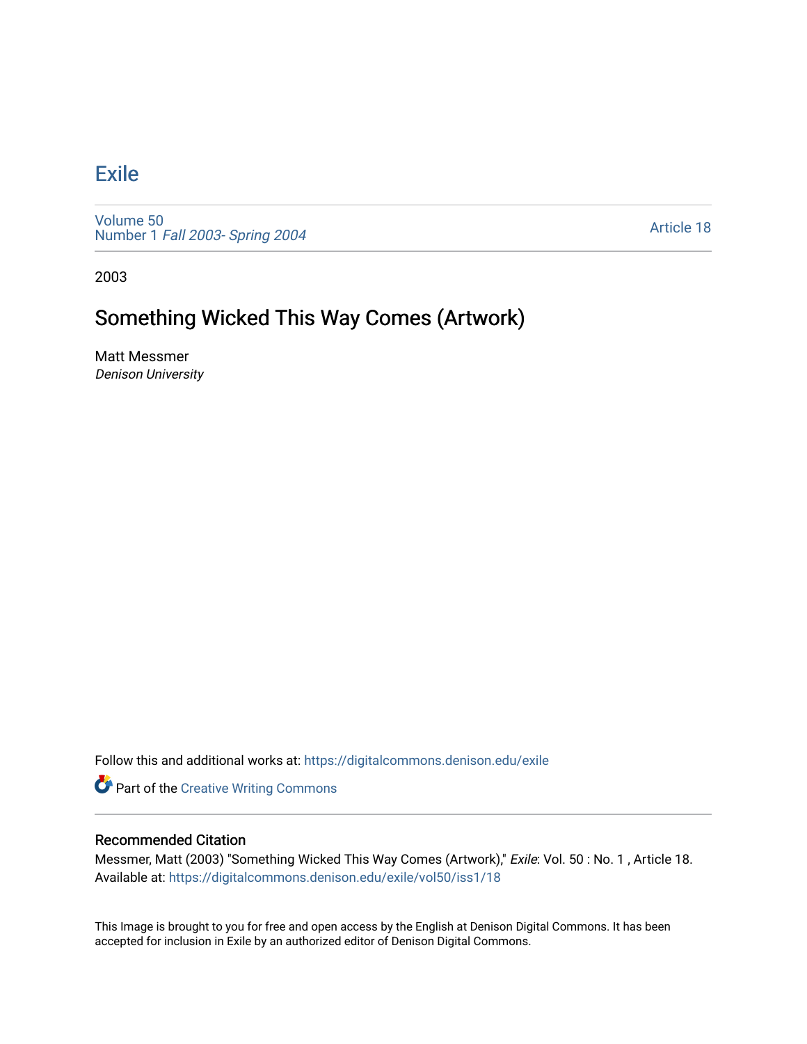# Exile

Volume 50
Number 1 *Fall 2003- Spring 2004*

Article 18

2003

## Something Wicked This Way Comes (Artwork)

Matt Messmer
*Denison University*

Follow this and additional works at: https://digitalcommons.denison.edu/exile

Part of the Creative Writing Commons

### Recommended Citation

Messmer, Matt (2003) "Something Wicked This Way Comes (Artwork)," *Exile*: Vol. 50 : No. 1 , Article 18.
Available at: https://digitalcommons.denison.edu/exile/vol50/iss1/18

This Image is brought to you for free and open access by the English at Denison Digital Commons. It has been accepted for inclusion in Exile by an authorized editor of Denison Digital Commons.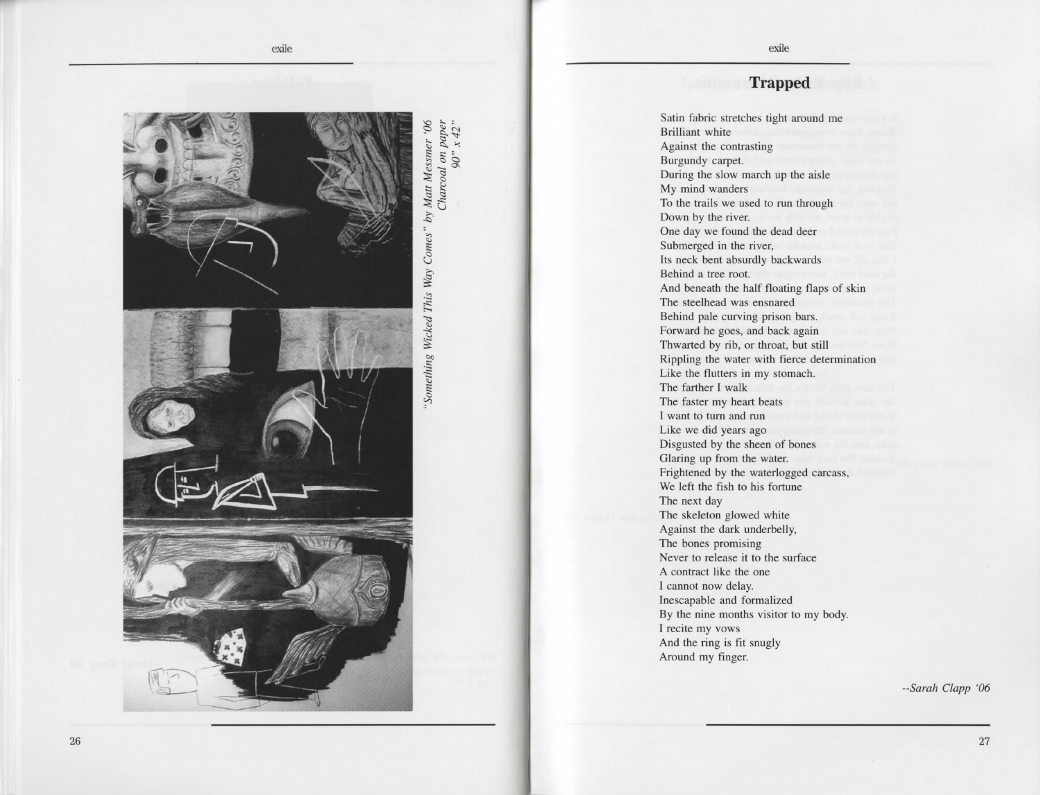"Something Wicked This Way Comes" by Matt Messmer '06
Charcoal on paper
90" x 42"

# Trapped

Satin fabric stretches tight around me
Brilliant white
Against the contrasting
Burgundy carpet.
During the slow march up the aisle
My mind wanders
To the trails we used to run through
Down by the river.
One day we found the dead deer
Submerged in the river,
Its neck bent absurdly backwards
Behind a tree root.
And beneath the half floating flaps of skin
The steelhead was ensnared
Behind pale curving prison bars.
Forward he goes, and back again
Thwarted by rib, or throat, but still
Rippling the water with fierce determination
Like the flutters in my stomach.
The farther I walk
The faster my heart beats
I want to turn and run
Like we did years ago
Disgusted by the sheen of bones
Glaring up from the water.
Frightened by the waterlogged carcass,
We left the fish to his fortune
The next day
The skeleton glowed white
Against the dark underbelly,
The bones promising
Never to release it to the surface
A contract like the one
I cannot now delay.
Inescapable and formalized
By the nine months visitor to my body.
I recite my vows
And the ring is fit snugly
Around my finger.

*--Sarah Clapp '06*